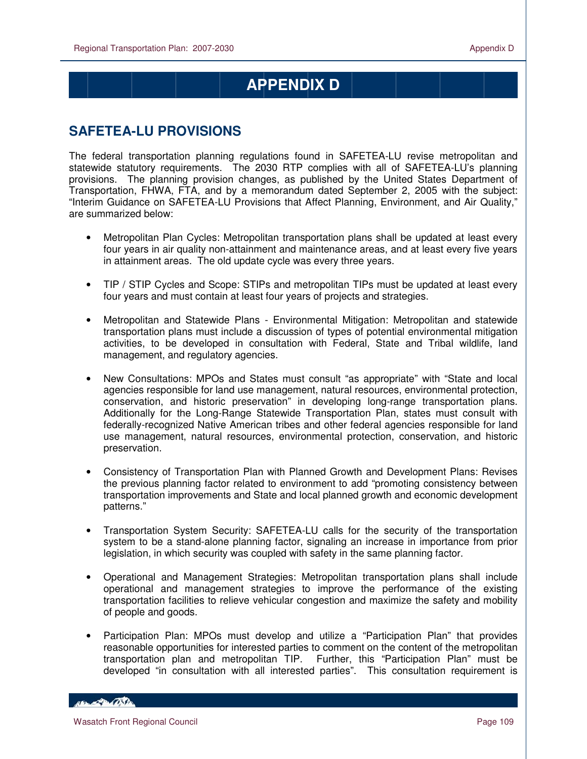# APPENDIX D

## SAFETEA-LU PROVISIONS

The federal transportation planning regulations found in SAFETEA-LU revise metropolitan and statewide statutory requirements. The 2030 RTP complies with all of SAFETEA-LU's planning provisions. The planning provision changes, as published by the United States Department of Transportation, FHWA, FTA, and by a memorandum dated September 2, 2005 with the subject: "Interim Guidance on SAFETEA-LU Provisions that Affect Planning, Environment, and Air Quality," are summarized below:

- Metropolitan Plan Cycles: Metropolitan transportation plans shall be updated at least every four years in air quality non-attainment and maintenance areas, and at least every five years in attainment areas. The old update cycle was every three years.

- TIP / STIP Cycles and Scope: STIPs and metropolitan TIPs must be updated at least every four years and must contain at least four years of projects and strategies.

- Metropolitan and Statewide Plans - Environmental Mitigation: Metropolitan and statewide transportation plans must include a discussion of types of potential environmental mitigation activities, to be developed in consultation with Federal, State and Tribal wildlife, land management, and regulatory agencies.

- New Consultations: MPOs and States must consult "as appropriate" with "State and local agencies responsible for land use management, natural resources, environmental protection, conservation, and historic preservation" in developing long-range transportation plans. Additionally for the Long-Range Statewide Transportation Plan, states must consult with federally-recognized Native American tribes and other federal agencies responsible for land use management, natural resources, environmental protection, conservation, and historic preservation.

- Consistency of Transportation Plan with Planned Growth and Development Plans: Revises the previous planning factor related to environment to add "promoting consistency between transportation improvements and State and local planned growth and economic development patterns."

- Transportation System Security: SAFETEA-LU calls for the security of the transportation system to be a stand-alone planning factor, signaling an increase in importance from prior legislation, in which security was coupled with safety in the same planning factor.

- Operational and Management Strategies: Metropolitan transportation plans shall include operational and management strategies to improve the performance of the existing transportation facilities to relieve vehicular congestion and maximize the safety and mobility of people and goods.

- Participation Plan: MPOs must develop and utilize a "Participation Plan" that provides reasonable opportunities for interested parties to comment on the content of the metropolitan transportation plan and metropolitan TIP. Further, this "Participation Plan" must be developed "in consultation with all interested parties". This consultation requirement is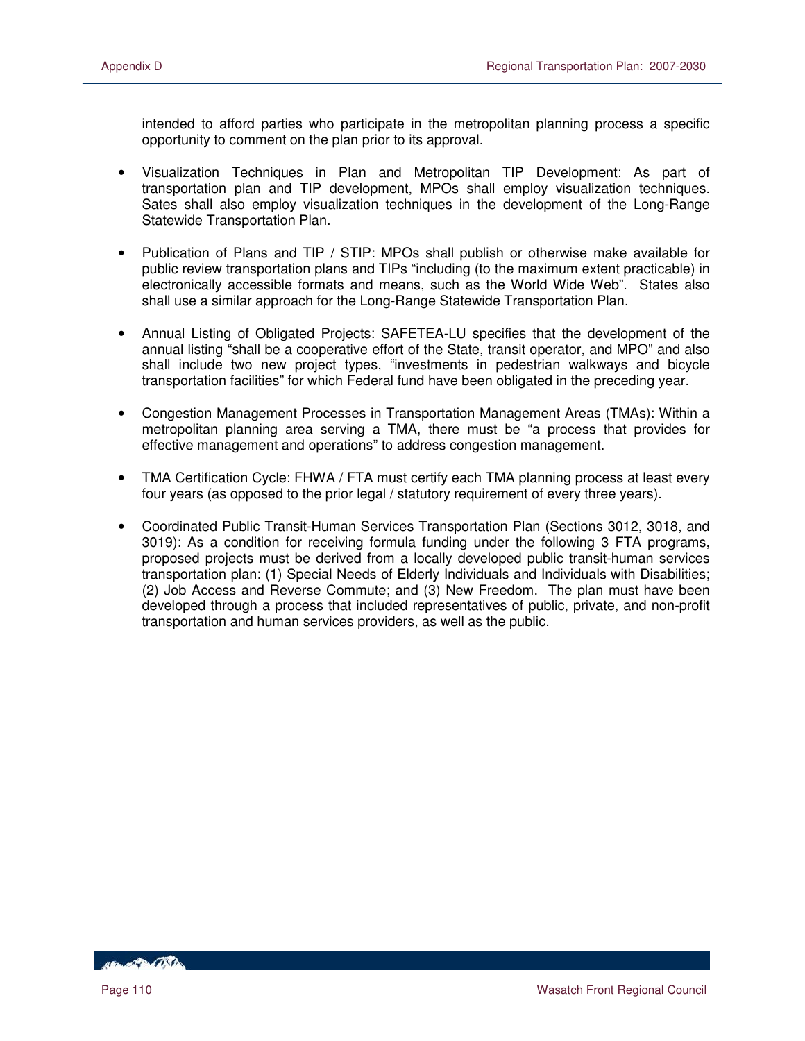intended to afford parties who participate in the metropolitan planning process a specific opportunity to comment on the plan prior to its approval.

- Visualization Techniques in Plan and Metropolitan TIP Development: As part of transportation plan and TIP development, MPOs shall employ visualization techniques. Sates shall also employ visualization techniques in the development of the Long-Range Statewide Transportation Plan.

- Publication of Plans and TIP / STIP: MPOs shall publish or otherwise make available for public review transportation plans and TIPs "including (to the maximum extent practicable) in electronically accessible formats and means, such as the World Wide Web". States also shall use a similar approach for the Long-Range Statewide Transportation Plan.

- Annual Listing of Obligated Projects: SAFETEA-LU specifies that the development of the annual listing "shall be a cooperative effort of the State, transit operator, and MPO" and also shall include two new project types, "investments in pedestrian walkways and bicycle transportation facilities" for which Federal fund have been obligated in the preceding year.

- Congestion Management Processes in Transportation Management Areas (TMAs): Within a metropolitan planning area serving a TMA, there must be "a process that provides for effective management and operations" to address congestion management.

- TMA Certification Cycle: FHWA / FTA must certify each TMA planning process at least every four years (as opposed to the prior legal / statutory requirement of every three years).

- Coordinated Public Transit-Human Services Transportation Plan (Sections 3012, 3018, and 3019): As a condition for receiving formula funding under the following 3 FTA programs, proposed projects must be derived from a locally developed public transit-human services transportation plan: (1) Special Needs of Elderly Individuals and Individuals with Disabilities; (2) Job Access and Reverse Commute; and (3) New Freedom. The plan must have been developed through a process that included representatives of public, private, and non-profit transportation and human services providers, as well as the public.